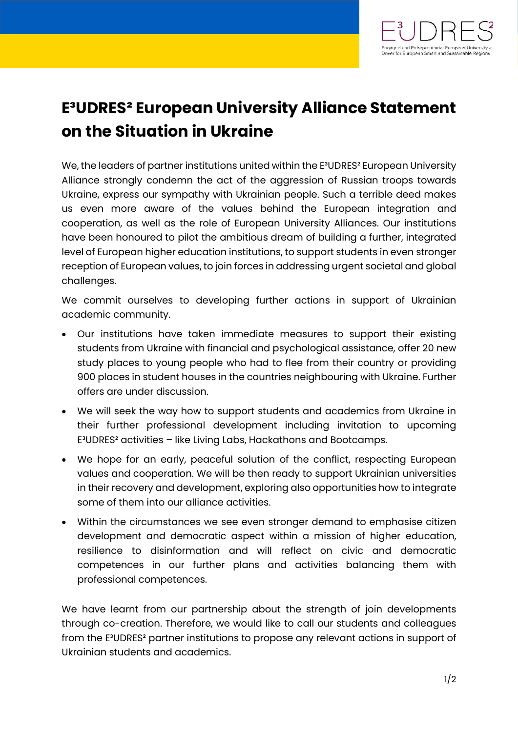# E³UDRES² European University Alliance Statement on the Situation in Ukraine

We, the leaders of partner institutions united within the E³UDRES² European University Alliance strongly condemn the act of the aggression of Russian troops towards Ukraine, express our sympathy with Ukrainian people. Such a terrible deed makes us even more aware of the values behind the European integration and cooperation, as well as the role of European University Alliances. Our institutions have been honoured to pilot the ambitious dream of building a further, integrated level of European higher education institutions, to support students in even stronger reception of European values, to join forces in addressing urgent societal and global challenges.

We commit ourselves to developing further actions in support of Ukrainian academic community.

- Our institutions have taken immediate measures to support their existing students from Ukraine with financial and psychological assistance, offer 20 new study places to young people who had to flee from their country or providing 900 places in student houses in the countries neighbouring with Ukraine. Further offers are under discussion.
- We will seek the way how to support students and academics from Ukraine in their further professional development including invitation to upcoming E³UDRES² activities – like Living Labs, Hackathons and Bootcamps.
- We hope for an early, peaceful solution of the conflict, respecting European values and cooperation. We will be then ready to support Ukrainian universities in their recovery and development, exploring also opportunities how to integrate some of them into our alliance activities.
- Within the circumstances we see even stronger demand to emphasise citizen development and democratic aspect within a mission of higher education, resilience to disinformation and will reflect on civic and democratic competences in our further plans and activities balancing them with professional competences.

We have learnt from our partnership about the strength of join developments through co-creation. Therefore, we would like to call our students and colleagues from the E³UDRES² partner institutions to propose any relevant actions in support of Ukrainian students and academics.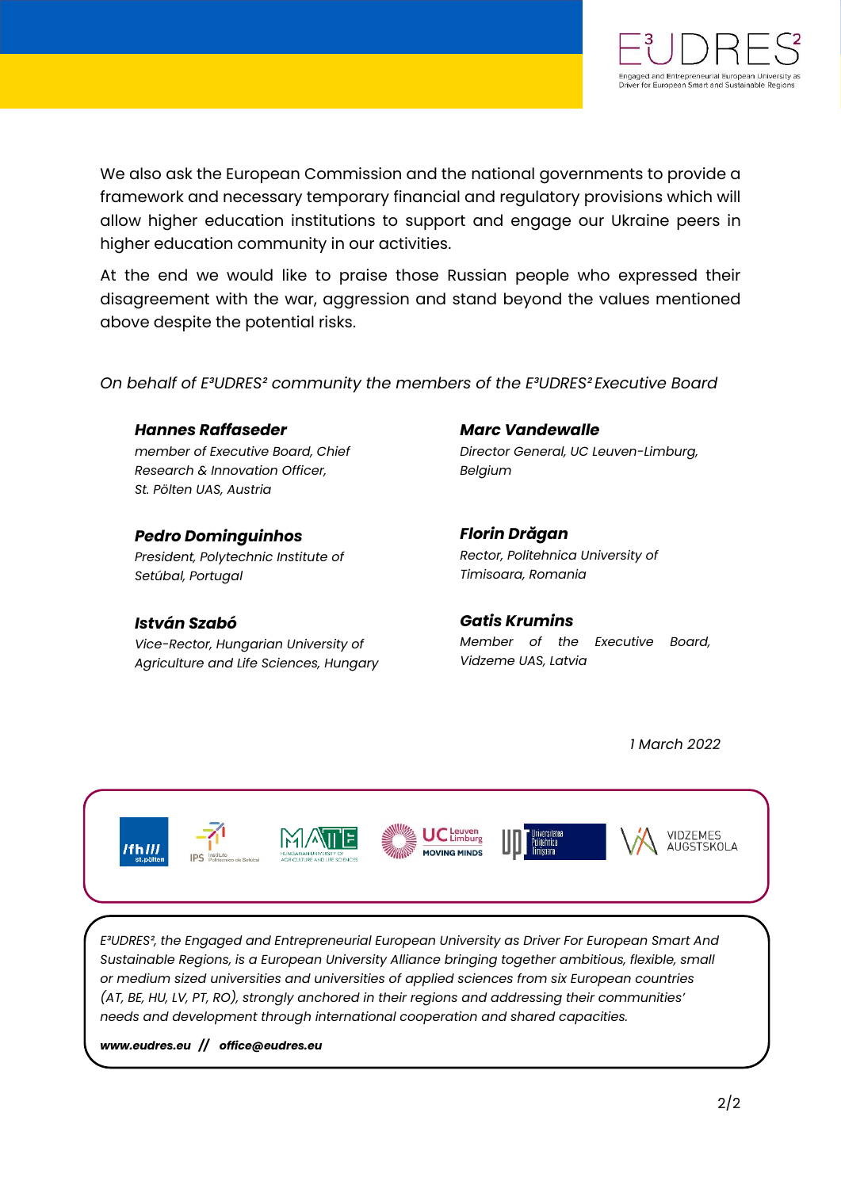We also ask the European Commission and the national governments to provide a framework and necessary temporary financial and regulatory provisions which will allow higher education institutions to support and engage our Ukraine peers in higher education community in our activities.

At the end we would like to praise those Russian people who expressed their disagreement with the war, aggression and stand beyond the values mentioned above despite the potential risks.

*On behalf of E³UDRES² community the members of the E³UDRES² Executive Board*

***Hannes Raffaseder***
*member of Executive Board, Chief Research & Innovation Officer, St. Pölten UAS, Austria*

***Marc Vandewalle***
*Director General, UC Leuven-Limburg, Belgium*

***Pedro Dominguinhos***
*President, Polytechnic Institute of Setúbal, Portugal*

***Florin Drăgan***
*Rector, Politehnica University of Timisoara, Romania*

***István Szabó***
*Vice-Rector, Hungarian University of Agriculture and Life Sciences, Hungary*

***Gatis Krumins***
*Member of the Executive Board, Vidzeme UAS, Latvia*

*1 March 2022*

*E³UDRES², the Engaged and Entrepreneurial European University as Driver For European Smart And Sustainable Regions, is a European University Alliance bringing together ambitious, flexible, small or medium sized universities and universities of applied sciences from six European countries (AT, BE, HU, LV, PT, RO), strongly anchored in their regions and addressing their communities' needs and development through international cooperation and shared capacities.*

***www.eudres.eu // office@eudres.eu***